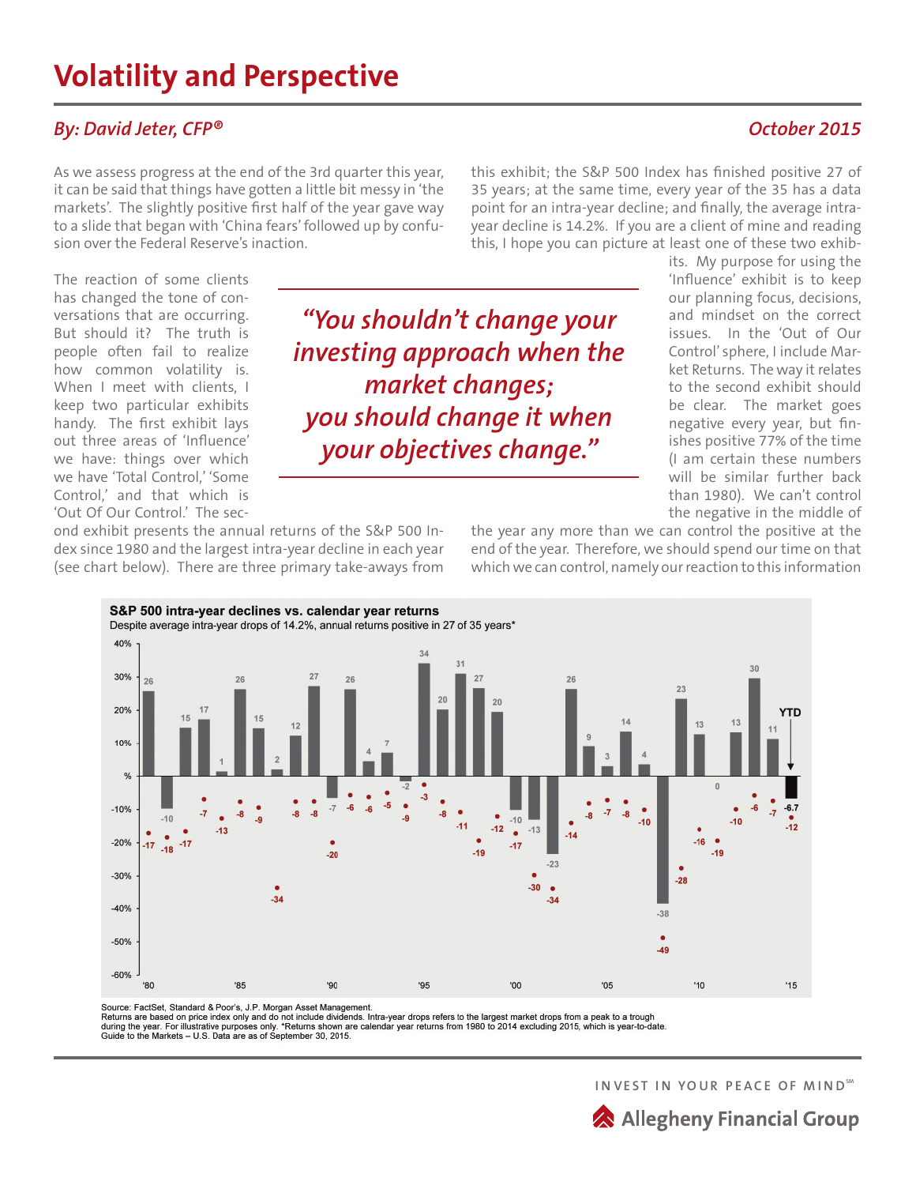# Volatility and Perspective

*By: David Jeter, CFP®*

*October 2015*

As we assess progress at the end of the 3rd quarter this year, it can be said that things have gotten a little bit messy in 'the markets'. The slightly positive first half of the year gave way to a slide that began with 'China fears' followed up by confusion over the Federal Reserve's inaction.

The reaction of some clients has changed the tone of conversations that are occurring. But should it? The truth is people often fail to realize how common volatility is. When I meet with clients, I keep two particular exhibits handy. The first exhibit lays out three areas of 'Influence' we have: things over which we have 'Total Control,' 'Some Control,' and that which is 'Out Of Our Control.' The second exhibit presents the annual returns of the S&P 500 Index since 1980 and the largest intra-year decline in each year (see chart below). There are three primary take-aways from this exhibit; the S&P 500 Index has finished positive 27 of 35 years; at the same time, every year of the 35 has a data point for an intra-year decline; and finally, the average intra-year decline is 14.2%. If you are a client of mine and reading this, I hope you can picture at least one of these two exhibits. My purpose for using the 'Influence' exhibit is to keep our planning focus, decisions, and mindset on the correct issues. In the 'Out of Our Control' sphere, I include Market Returns. The way it relates to the second exhibit should be clear. The market goes negative every year, but finishes positive 77% of the time (I am certain these numbers will be similar further back than 1980). We can't control the negative in the middle of the year any more than we can control the positive at the end of the year. Therefore, we should spend our time on that which we can control, namely our reaction to this information

> *"You shouldn't change your investing approach when the market changes; you should change it when your objectives change."*

**S&P 500 intra-year declines vs. calendar year returns**

Despite average intra-year drops of 14.2%, annual returns positive in 27 of 35 years*

| Year | Calendar year return (%) | Intra-year decline (%) |
|---|---|---|
| 1980 | 26 | -17 |
| 1981 | -10 | -18 |
| 1982 | 15 | -17 |
| 1983 | 17 | -7 |
| 1984 | 1 | -13 |
| 1985 | 26 | -8 |
| 1986 | 15 | -9 |
| 1987 | 2 | -34 |
| 1988 | 12 | -8 |
| 1989 | 27 | -8 |
| 1990 | -7 | -20 |
| 1991 | 26 | -6 |
| 1992 | 4 | -6 |
| 1993 | 7 | -5 |
| 1994 | -2 | -9 |
| 1995 | 34 | -3 |
| 1996 | 20 | -8 |
| 1997 | 31 | -11 |
| 1998 | 27 | -19 |
| 1999 | 20 | -12 |
| 2000 | -10 | -17 |
| 2001 | -13 | -30 |
| 2002 | -23 | -34 |
| 2003 | 26 | -14 |
| 2004 | 9 | -8 |
| 2005 | 3 | -7 |
| 2006 | 14 | -8 |
| 2007 | 4 | -10 |
| 2008 | -38 | -49 |
| 2009 | 23 | -28 |
| 2010 | 13 | -16 |
| 2011 | 0 | -19 |
| 2012 | 13 | -10 |
| 2013 | 30 | -6 |
| 2014 | 11 | -7 |
| 2015 (YTD) | -6.7 | -12 |

Source: FactSet, Standard & Poor's, J.P. Morgan Asset Management.
Returns are based on price index only and do not include dividends. Intra-year drops refers to the largest market drops from a peak to a trough during the year. For illustrative purposes only. *Returns shown are calendar year returns from 1980 to 2014 excluding 2015, which is year-to-date.
Guide to the Markets – U.S. Data are as of September 30, 2015.

INVEST IN YOUR PEACE OF MIND℠

Allegheny Financial Group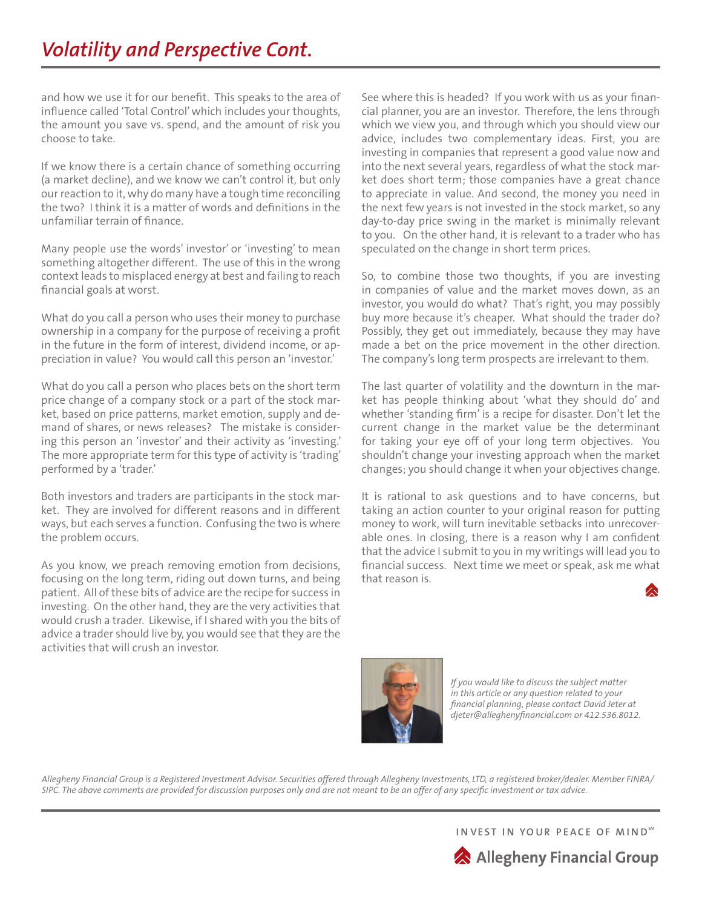# *Volatility and Perspective Cont.*

and how we use it for our benefit. This speaks to the area of influence called 'Total Control' which includes your thoughts, the amount you save vs. spend, and the amount of risk you choose to take.

If we know there is a certain chance of something occurring (a market decline), and we know we can't control it, but only our reaction to it, why do many have a tough time reconciling the two? I think it is a matter of words and definitions in the unfamiliar terrain of finance.

Many people use the words' investor' or 'investing' to mean something altogether different. The use of this in the wrong context leads to misplaced energy at best and failing to reach financial goals at worst.

What do you call a person who uses their money to purchase ownership in a company for the purpose of receiving a profit in the future in the form of interest, dividend income, or appreciation in value? You would call this person an 'investor.'

What do you call a person who places bets on the short term price change of a company stock or a part of the stock market, based on price patterns, market emotion, supply and demand of shares, or news releases? The mistake is considering this person an 'investor' and their activity as 'investing.' The more appropriate term for this type of activity is 'trading' performed by a 'trader.'

Both investors and traders are participants in the stock market. They are involved for different reasons and in different ways, but each serves a function. Confusing the two is where the problem occurs.

As you know, we preach removing emotion from decisions, focusing on the long term, riding out down turns, and being patient. All of these bits of advice are the recipe for success in investing. On the other hand, they are the very activities that would crush a trader. Likewise, if I shared with you the bits of advice a trader should live by, you would see that they are the activities that will crush an investor.

See where this is headed? If you work with us as your financial planner, you are an investor. Therefore, the lens through which we view you, and through which you should view our advice, includes two complementary ideas. First, you are investing in companies that represent a good value now and into the next several years, regardless of what the stock market does short term; those companies have a great chance to appreciate in value. And second, the money you need in the next few years is not invested in the stock market, so any day-to-day price swing in the market is minimally relevant to you. On the other hand, it is relevant to a trader who has speculated on the change in short term prices.

So, to combine those two thoughts, if you are investing in companies of value and the market moves down, as an investor, you would do what? That's right, you may possibly buy more because it's cheaper. What should the trader do? Possibly, they get out immediately, because they may have made a bet on the price movement in the other direction. The company's long term prospects are irrelevant to them.

The last quarter of volatility and the downturn in the market has people thinking about 'what they should do' and whether 'standing firm' is a recipe for disaster. Don't let the current change in the market value be the determinant for taking your eye off of your long term objectives. You shouldn't change your investing approach when the market changes; you should change it when your objectives change.

It is rational to ask questions and to have concerns, but taking an action counter to your original reason for putting money to work, will turn inevitable setbacks into unrecoverable ones. In closing, there is a reason why I am confident that the advice I submit to you in my writings will lead you to financial success. Next time we meet or speak, ask me what that reason is.

*If you would like to discuss the subject matter in this article or any question related to your financial planning, please contact David Jeter at djeter@alleghenyfinancial.com or 412.536.8012.*

*Allegheny Financial Group is a Registered Investment Advisor. Securities offered through Allegheny Investments, LTD, a registered broker/dealer. Member FINRA/SIPC. The above comments are provided for discussion purposes only and are not meant to be an offer of any specific investment or tax advice.*

INVEST IN YOUR PEACE OF MIND℠

Allegheny Financial Group